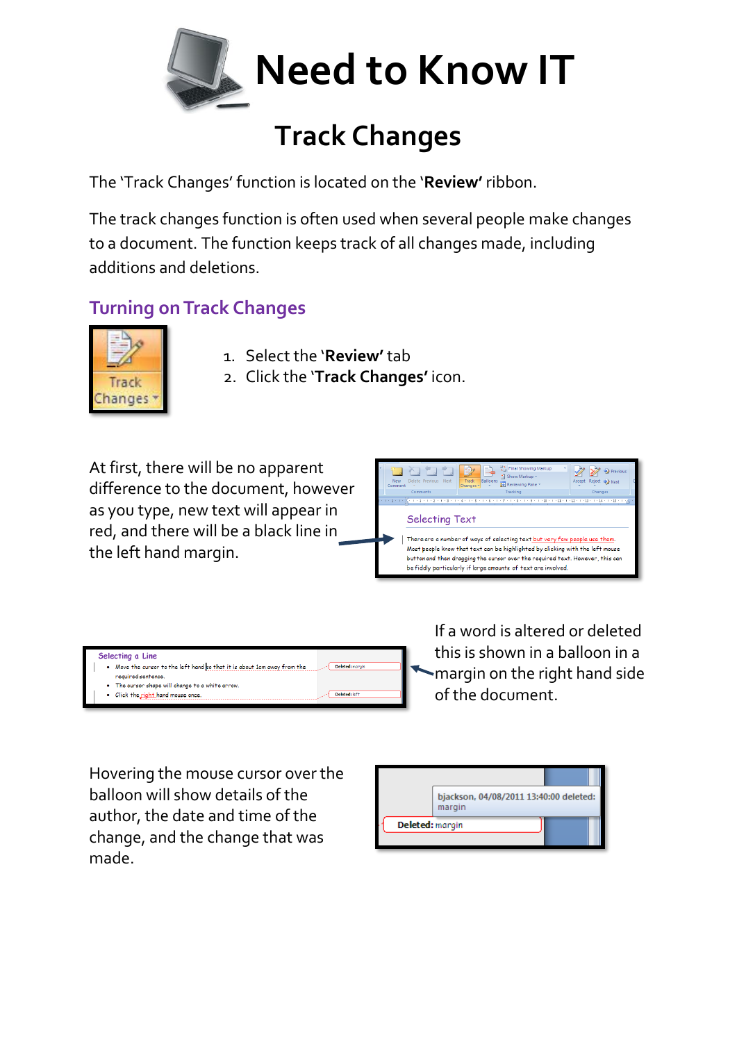# Need to Know IT

## Track Changes

The 'Track Changes' function is located on the '**Review'** ribbon.

The track changes function is often used when several people make changes to a document. The function keeps track of all changes made, including additions and deletions.

### Turning on Track Changes

1. Select the '**Review'** tab
2. Click the '**Track Changes'** icon.

At first, there will be no apparent difference to the document, however as you type, new text will appear in red, and there will be a black line in the left hand margin.

If a word is altered or deleted this is shown in a balloon in a margin on the right hand side of the document.

Hovering the mouse cursor over the balloon will show details of the author, the date and time of the change, and the change that was made.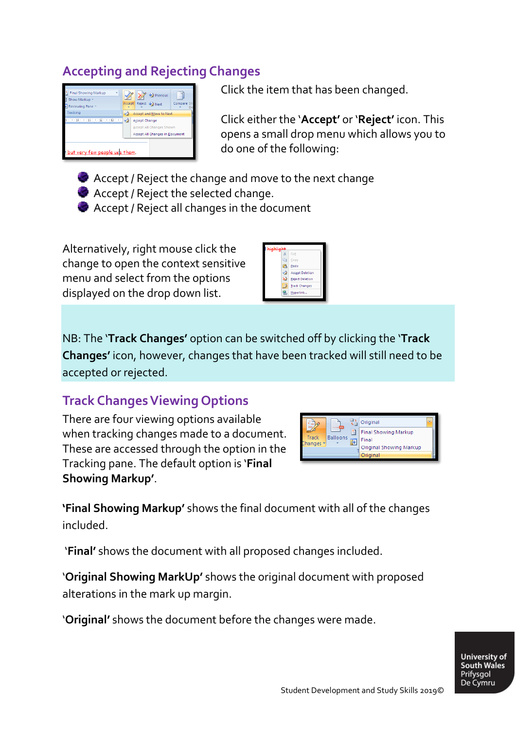## Accepting and Rejecting Changes

Click the item that has been changed.

Click either the '**Accept'** or '**Reject'** icon. This opens a small drop menu which allows you to do one of the following:

- Accept / Reject the change and move to the next change
- Accept / Reject the selected change.
- Accept / Reject all changes in the document

Alternatively, right mouse click the change to open the context sensitive menu and select from the options displayed on the drop down list.

NB: The '**Track Changes'** option can be switched off by clicking the '**Track Changes'** icon, however, changes that have been tracked will still need to be accepted or rejected.

## Track Changes Viewing Options

There are four viewing options available when tracking changes made to a document. These are accessed through the option in the Tracking pane. The default option is '**Final Showing Markup'**.

**'Final Showing Markup'** shows the final document with all of the changes included.

'**Final'** shows the document with all proposed changes included.

'**Original Showing MarkUp'** shows the original document with proposed alterations in the mark up margin.

'**Original'** shows the document before the changes were made.

Student Development and Study Skills 2019©